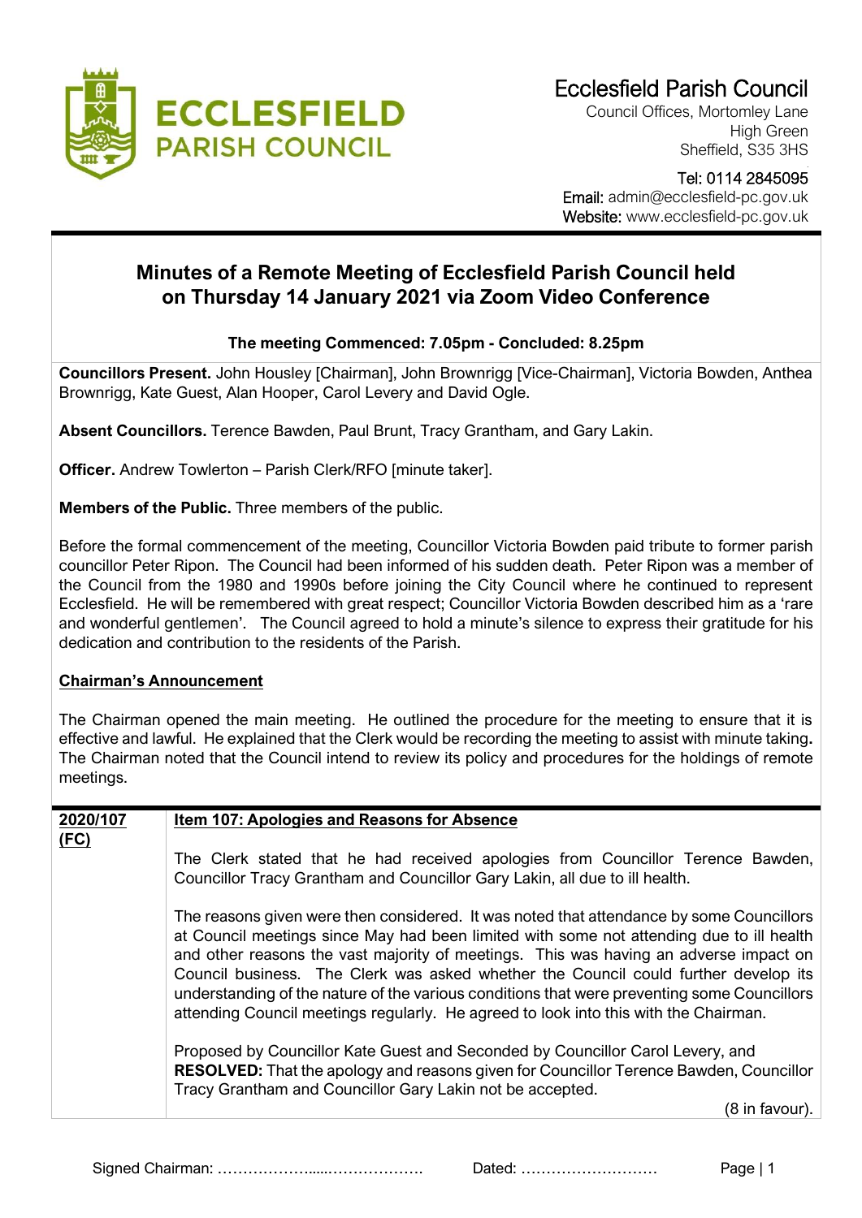# Ecclesfield Parish Council

Council Offices, Mortomley Lane
High Green
Sheffield, S35 3HS

Tel: 0114 2845095
Email: admin@ecclesfield-pc.gov.uk
Website: www.ecclesfield-pc.gov.uk

## Minutes of a Remote Meeting of Ecclesfield Parish Council held on Thursday 14 January 2021 via Zoom Video Conference

**The meeting Commenced: 7.05pm - Concluded: 8.25pm**

**Councillors Present.** John Housley [Chairman], John Brownrigg [Vice-Chairman], Victoria Bowden, Anthea Brownrigg, Kate Guest, Alan Hooper, Carol Levery and David Ogle.

**Absent Councillors.** Terence Bawden, Paul Brunt, Tracy Grantham, and Gary Lakin.

**Officer.** Andrew Towlerton – Parish Clerk/RFO [minute taker].

**Members of the Public.** Three members of the public.

Before the formal commencement of the meeting, Councillor Victoria Bowden paid tribute to former parish councillor Peter Ripon. The Council had been informed of his sudden death. Peter Ripon was a member of the Council from the 1980 and 1990s before joining the City Council where he continued to represent Ecclesfield. He will be remembered with great respect; Councillor Victoria Bowden described him as a 'rare and wonderful gentlemen'. The Council agreed to hold a minute's silence to express their gratitude for his dedication and contribution to the residents of the Parish.

**Chairman's Announcement**

The Chairman opened the main meeting. He outlined the procedure for the meeting to ensure that it is effective and lawful. He explained that the Clerk would be recording the meeting to assist with minute taking**.** The Chairman noted that the Council intend to review its policy and procedures for the holdings of remote meetings.

**2020/107 (FC)** — **Item 107: Apologies and Reasons for Absence**

The Clerk stated that he had received apologies from Councillor Terence Bawden, Councillor Tracy Grantham and Councillor Gary Lakin, all due to ill health.

The reasons given were then considered. It was noted that attendance by some Councillors at Council meetings since May had been limited with some not attending due to ill health and other reasons the vast majority of meetings. This was having an adverse impact on Council business. The Clerk was asked whether the Council could further develop its understanding of the nature of the various conditions that were preventing some Councillors attending Council meetings regularly. He agreed to look into this with the Chairman.

Proposed by Councillor Kate Guest and Seconded by Councillor Carol Levery, and **RESOLVED:** That the apology and reasons given for Councillor Terence Bawden, Councillor Tracy Grantham and Councillor Gary Lakin not be accepted.

(8 in favour).

Signed Chairman: ………………….....………………. Dated: ………………………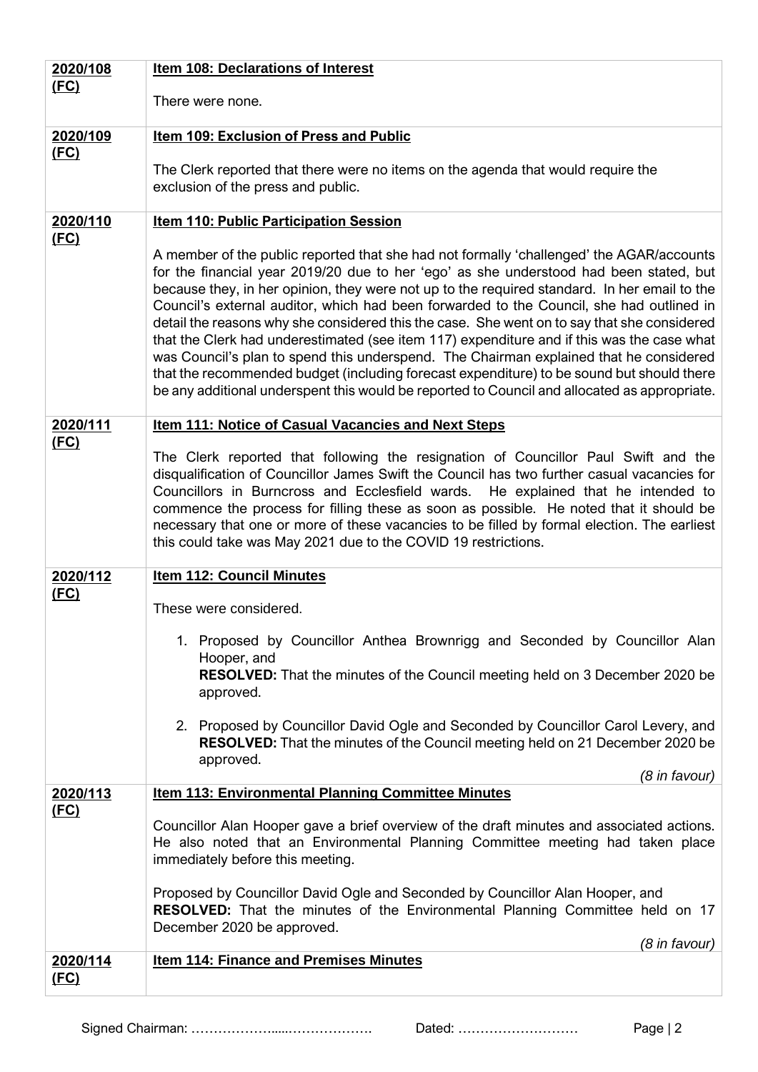| | |
|---|---|
| **2020/108 (FC)** | **Item 108: Declarations of Interest**<br><br>There were none. |
| **2020/109 (FC)** | **Item 109: Exclusion of Press and Public**<br><br>The Clerk reported that there were no items on the agenda that would require the exclusion of the press and public. |
| **2020/110 (FC)** | **Item 110: Public Participation Session**<br><br>A member of the public reported that she had not formally 'challenged' the AGAR/accounts for the financial year 2019/20 due to her 'ego' as she understood had been stated, but because they, in her opinion, they were not up to the required standard. In her email to the Council's external auditor, which had been forwarded to the Council, she had outlined in detail the reasons why she considered this the case. She went on to say that she considered that the Clerk had underestimated (see item 117) expenditure and if this was the case what was Council's plan to spend this underspend. The Chairman explained that he considered that the recommended budget (including forecast expenditure) to be sound but should there be any additional underspent this would be reported to Council and allocated as appropriate. |
| **2020/111 (FC)** | **Item 111: Notice of Casual Vacancies and Next Steps**<br><br>The Clerk reported that following the resignation of Councillor Paul Swift and the disqualification of Councillor James Swift the Council has two further casual vacancies for Councillors in Burncross and Ecclesfield wards. He explained that he intended to commence the process for filling these as soon as possible. He noted that it should be necessary that one or more of these vacancies to be filled by formal election. The earliest this could take was May 2021 due to the COVID 19 restrictions. |
| **2020/112 (FC)** | **Item 112: Council Minutes**<br><br>These were considered.<br><br>1. Proposed by Councillor Anthea Brownrigg and Seconded by Councillor Alan Hooper, and **RESOLVED:** That the minutes of the Council meeting held on 3 December 2020 be approved.<br><br>2. Proposed by Councillor David Ogle and Seconded by Councillor Carol Levery, and **RESOLVED:** That the minutes of the Council meeting held on 21 December 2020 be approved.<br><br>*(8 in favour)* |
| **2020/113 (FC)** | **Item 113: Environmental Planning Committee Minutes**<br><br>Councillor Alan Hooper gave a brief overview of the draft minutes and associated actions. He also noted that an Environmental Planning Committee meeting had taken place immediately before this meeting.<br><br>Proposed by Councillor David Ogle and Seconded by Councillor Alan Hooper, and **RESOLVED:** That the minutes of the Environmental Planning Committee held on 17 December 2020 be approved.<br><br>*(8 in favour)* |
| **2020/114 (FC)** | **Item 114: Finance and Premises Minutes** |

Signed Chairman: ……………….....………………. Dated: ………………………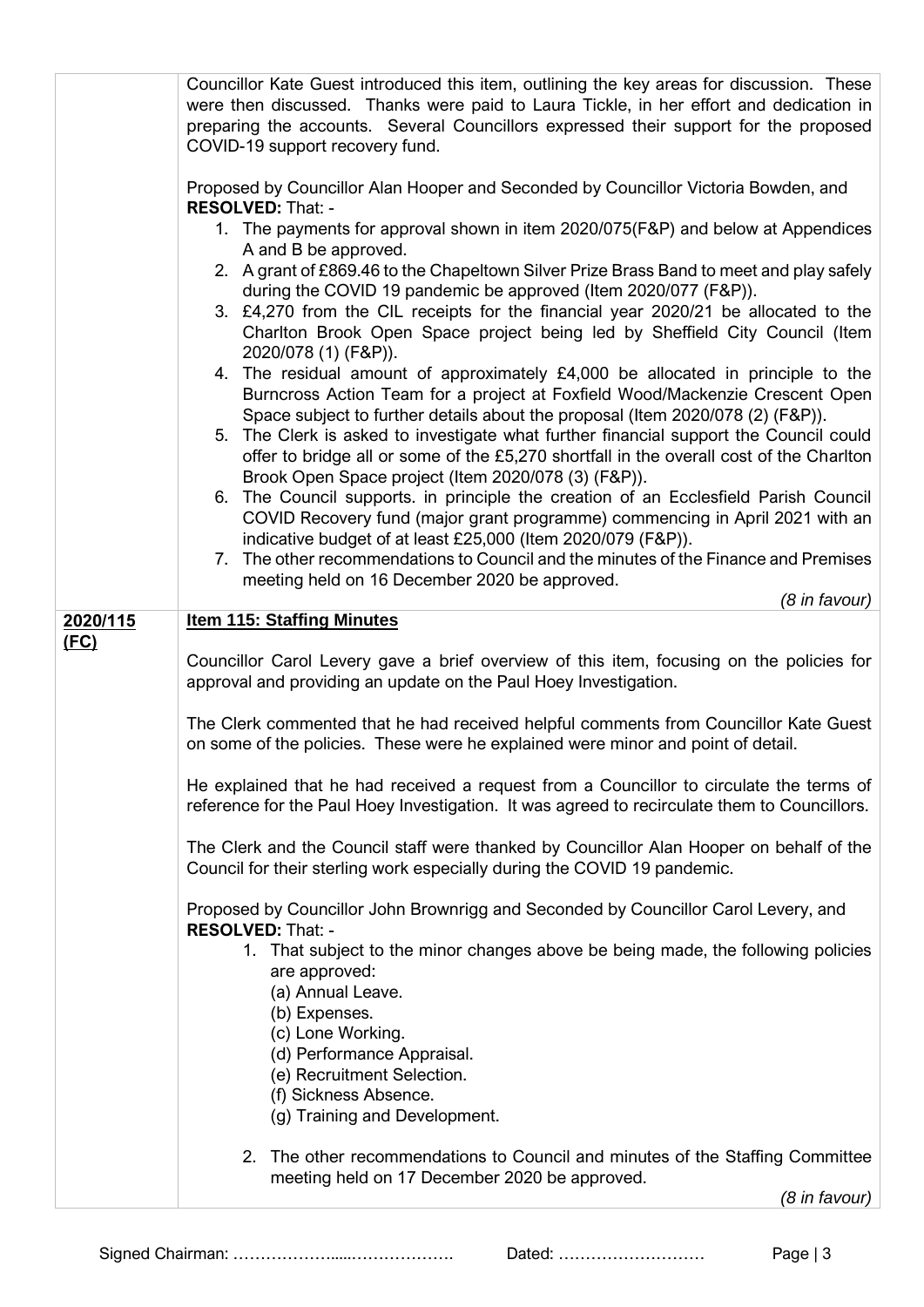Councillor Kate Guest introduced this item, outlining the key areas for discussion. These were then discussed. Thanks were paid to Laura Tickle, in her effort and dedication in preparing the accounts. Several Councillors expressed their support for the proposed COVID-19 support recovery fund.

Proposed by Councillor Alan Hooper and Seconded by Councillor Victoria Bowden, and **RESOLVED:** That: -

1. The payments for approval shown in item 2020/075(F&P) and below at Appendices A and B be approved.
2. A grant of £869.46 to the Chapeltown Silver Prize Brass Band to meet and play safely during the COVID 19 pandemic be approved (Item 2020/077 (F&P)).
3. £4,270 from the CIL receipts for the financial year 2020/21 be allocated to the Charlton Brook Open Space project being led by Sheffield City Council (Item 2020/078 (1) (F&P)).
4. The residual amount of approximately £4,000 be allocated in principle to the Burncross Action Team for a project at Foxfield Wood/Mackenzie Crescent Open Space subject to further details about the proposal (Item 2020/078 (2) (F&P)).
5. The Clerk is asked to investigate what further financial support the Council could offer to bridge all or some of the £5,270 shortfall in the overall cost of the Charlton Brook Open Space project (Item 2020/078 (3) (F&P)).
6. The Council supports. in principle the creation of an Ecclesfield Parish Council COVID Recovery fund (major grant programme) commencing in April 2021 with an indicative budget of at least £25,000 (Item 2020/079 (F&P)).
7. The other recommendations to Council and the minutes of the Finance and Premises meeting held on 16 December 2020 be approved.

*(8 in favour)*

**2020/115 (FC)** — **Item 115: Staffing Minutes**

Councillor Carol Levery gave a brief overview of this item, focusing on the policies for approval and providing an update on the Paul Hoey Investigation.

The Clerk commented that he had received helpful comments from Councillor Kate Guest on some of the policies. These were he explained were minor and point of detail.

He explained that he had received a request from a Councillor to circulate the terms of reference for the Paul Hoey Investigation. It was agreed to recirculate them to Councillors.

The Clerk and the Council staff were thanked by Councillor Alan Hooper on behalf of the Council for their sterling work especially during the COVID 19 pandemic.

Proposed by Councillor John Brownrigg and Seconded by Councillor Carol Levery, and **RESOLVED:** That: -

1. That subject to the minor changes above be being made, the following policies are approved:
   (a) Annual Leave.
   (b) Expenses.
   (c) Lone Working.
   (d) Performance Appraisal.
   (e) Recruitment Selection.
   (f) Sickness Absence.
   (g) Training and Development.

2. The other recommendations to Council and minutes of the Staffing Committee meeting held on 17 December 2020 be approved.

*(8 in favour)*

Signed Chairman: ……………….....………………. Dated: ………………………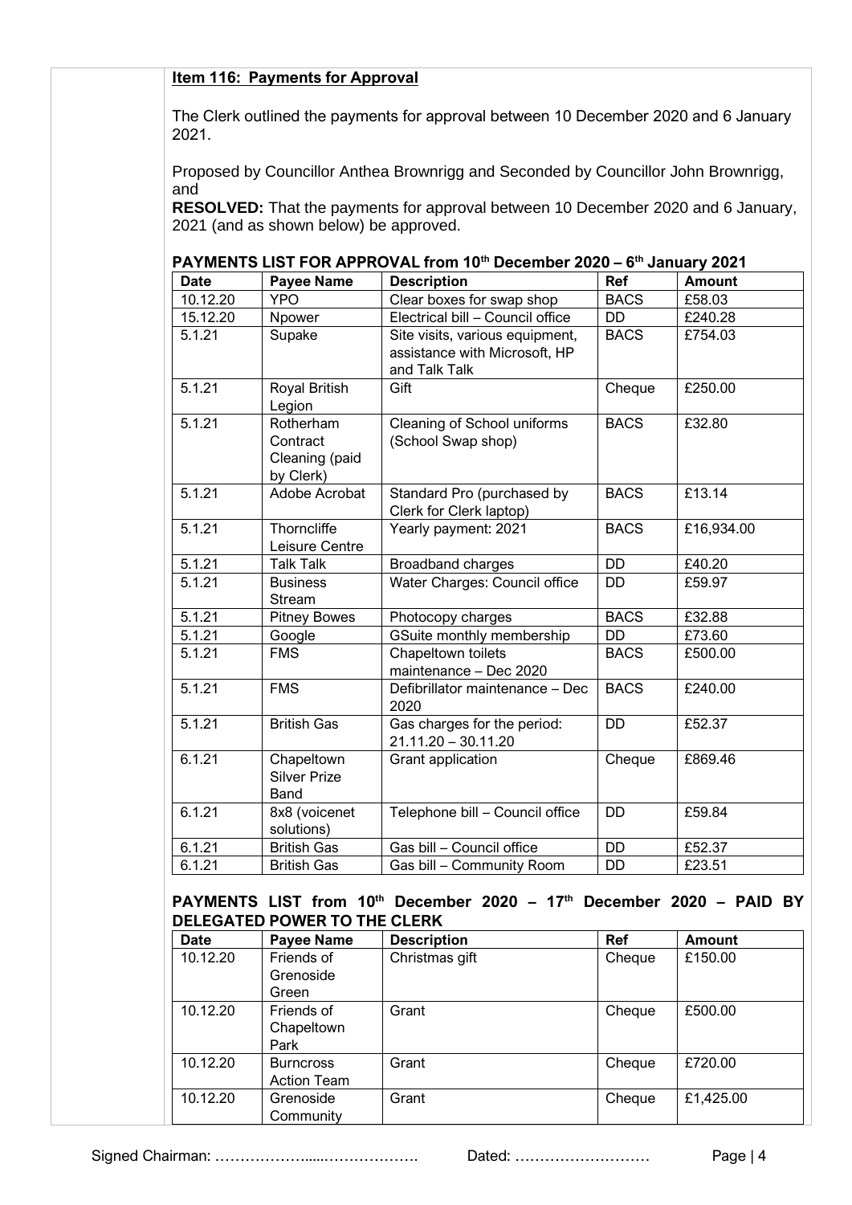**Item 116: Payments for Approval**

The Clerk outlined the payments for approval between 10 December 2020 and 6 January 2021.

Proposed by Councillor Anthea Brownrigg and Seconded by Councillor John Brownrigg, and

**RESOLVED:** That the payments for approval between 10 December 2020 and 6 January, 2021 (and as shown below) be approved.

**PAYMENTS LIST FOR APPROVAL from 10th December 2020 – 6th January 2021**

| Date | Payee Name | Description | Ref | Amount |
|---|---|---|---|---|
| 10.12.20 | YPO | Clear boxes for swap shop | BACS | £58.03 |
| 15.12.20 | Npower | Electrical bill – Council office | DD | £240.28 |
| 5.1.21 | Supake | Site visits, various equipment, assistance with Microsoft, HP and Talk Talk | BACS | £754.03 |
| 5.1.21 | Royal British Legion | Gift | Cheque | £250.00 |
| 5.1.21 | Rotherham Contract Cleaning (paid by Clerk) | Cleaning of School uniforms (School Swap shop) | BACS | £32.80 |
| 5.1.21 | Adobe Acrobat | Standard Pro (purchased by Clerk for Clerk laptop) | BACS | £13.14 |
| 5.1.21 | Thorncliffe Leisure Centre | Yearly payment: 2021 | BACS | £16,934.00 |
| 5.1.21 | Talk Talk | Broadband charges | DD | £40.20 |
| 5.1.21 | Business Stream | Water Charges: Council office | DD | £59.97 |
| 5.1.21 | Pitney Bowes | Photocopy charges | BACS | £32.88 |
| 5.1.21 | Google | GSuite monthly membership | DD | £73.60 |
| 5.1.21 | FMS | Chapeltown toilets maintenance – Dec 2020 | BACS | £500.00 |
| 5.1.21 | FMS | Defibrillator maintenance – Dec 2020 | BACS | £240.00 |
| 5.1.21 | British Gas | Gas charges for the period: 21.11.20 – 30.11.20 | DD | £52.37 |
| 6.1.21 | Chapeltown Silver Prize Band | Grant application | Cheque | £869.46 |
| 6.1.21 | 8x8 (voicenet solutions) | Telephone bill – Council office | DD | £59.84 |
| 6.1.21 | British Gas | Gas bill – Council office | DD | £52.37 |
| 6.1.21 | British Gas | Gas bill – Community Room | DD | £23.51 |

**PAYMENTS LIST from 10th December 2020 – 17th December 2020 – PAID BY DELEGATED POWER TO THE CLERK**

| Date | Payee Name | Description | Ref | Amount |
|---|---|---|---|---|
| 10.12.20 | Friends of Grenoside Green | Christmas gift | Cheque | £150.00 |
| 10.12.20 | Friends of Chapeltown Park | Grant | Cheque | £500.00 |
| 10.12.20 | Burncross Action Team | Grant | Cheque | £720.00 |
| 10.12.20 | Grenoside Community | Grant | Cheque | £1,425.00 |

Signed Chairman: ……………….....………………. Dated: ………………………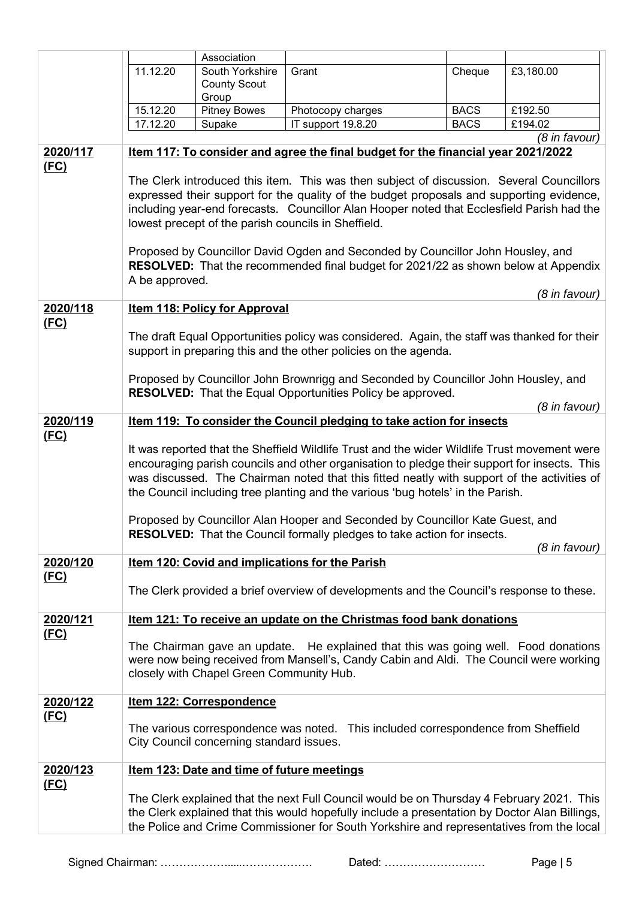| | | | | |
|---|---|---|---|---|
| | Association | | | |
| 11.12.20 | South Yorkshire County Scout Group | Grant | Cheque | £3,180.00 |
| 15.12.20 | Pitney Bowes | Photocopy charges | BACS | £192.50 |
| 17.12.20 | Supake | IT support 19.8.20 | BACS | £194.02 |

*(8 in favour)*

**2020/117 (FC)**

**Item 117: To consider and agree the final budget for the financial year 2021/2022**

The Clerk introduced this item. This was then subject of discussion. Several Councillors expressed their support for the quality of the budget proposals and supporting evidence, including year-end forecasts. Councillor Alan Hooper noted that Ecclesfield Parish had the lowest precept of the parish councils in Sheffield.

Proposed by Councillor David Ogden and Seconded by Councillor John Housley, and **RESOLVED:** That the recommended final budget for 2021/22 as shown below at Appendix A be approved.

*(8 in favour)*

**2020/118 (FC)**

**Item 118: Policy for Approval**

The draft Equal Opportunities policy was considered. Again, the staff was thanked for their support in preparing this and the other policies on the agenda.

Proposed by Councillor John Brownrigg and Seconded by Councillor John Housley, and **RESOLVED:** That the Equal Opportunities Policy be approved.

*(8 in favour)*

**2020/119 (FC)**

**Item 119: To consider the Council pledging to take action for insects**

It was reported that the Sheffield Wildlife Trust and the wider Wildlife Trust movement were encouraging parish councils and other organisation to pledge their support for insects. This was discussed. The Chairman noted that this fitted neatly with support of the activities of the Council including tree planting and the various 'bug hotels' in the Parish.

Proposed by Councillor Alan Hooper and Seconded by Councillor Kate Guest, and **RESOLVED:** That the Council formally pledges to take action for insects.

*(8 in favour)*

**2020/120 (FC)**

**Item 120: Covid and implications for the Parish**

The Clerk provided a brief overview of developments and the Council's response to these.

**2020/121 (FC)**

**Item 121: To receive an update on the Christmas food bank donations**

The Chairman gave an update. He explained that this was going well. Food donations were now being received from Mansell's, Candy Cabin and Aldi. The Council were working closely with Chapel Green Community Hub.

**2020/122 (FC)**

**Item 122: Correspondence**

The various correspondence was noted. This included correspondence from Sheffield City Council concerning standard issues.

**2020/123 (FC)**

**Item 123: Date and time of future meetings**

The Clerk explained that the next Full Council would be on Thursday 4 February 2021. This the Clerk explained that this would hopefully include a presentation by Doctor Alan Billings, the Police and Crime Commissioner for South Yorkshire and representatives from the local

Signed Chairman: ………………....………………. Dated: ………………………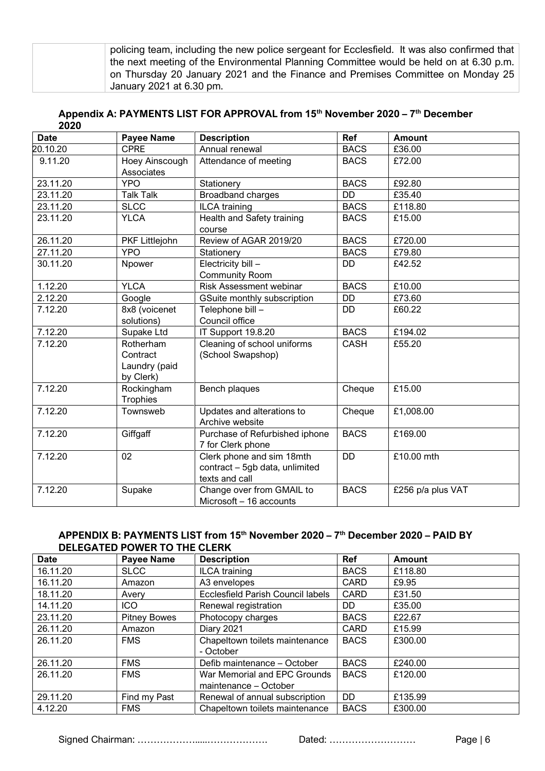| | policing team, including the new police sergeant for Ecclesfield. It was also confirmed that the next meeting of the Environmental Planning Committee would be held on at 6.30 p.m. on Thursday 20 January 2021 and the Finance and Premises Committee on Monday 25 January 2021 at 6.30 pm. |
|---|---|

### Appendix A: PAYMENTS LIST FOR APPROVAL from 15th November 2020 – 7th December 2020

| Date | Payee Name | Description | Ref | Amount |
|---|---|---|---|---|
| 20.10.20 | CPRE | Annual renewal | BACS | £36.00 |
| 9.11.20 | Hoey Ainscough Associates | Attendance of meeting | BACS | £72.00 |
| 23.11.20 | YPO | Stationery | BACS | £92.80 |
| 23.11.20 | Talk Talk | Broadband charges | DD | £35.40 |
| 23.11.20 | SLCC | ILCA training | BACS | £118.80 |
| 23.11.20 | YLCA | Health and Safety training course | BACS | £15.00 |
| 26.11.20 | PKF Littlejohn | Review of AGAR 2019/20 | BACS | £720.00 |
| 27.11.20 | YPO | Stationery | BACS | £79.80 |
| 30.11.20 | Npower | Electricity bill – Community Room | DD | £42.52 |
| 1.12.20 | YLCA | Risk Assessment webinar | BACS | £10.00 |
| 2.12.20 | Google | GSuite monthly subscription | DD | £73.60 |
| 7.12.20 | 8x8 (voicenet solutions) | Telephone bill – Council office | DD | £60.22 |
| 7.12.20 | Supake Ltd | IT Support 19.8.20 | BACS | £194.02 |
| 7.12.20 | Rotherham Contract Laundry (paid by Clerk) | Cleaning of school uniforms (School Swapshop) | CASH | £55.20 |
| 7.12.20 | Rockingham Trophies | Bench plaques | Cheque | £15.00 |
| 7.12.20 | Townsweb | Updates and alterations to Archive website | Cheque | £1,008.00 |
| 7.12.20 | Giffgaff | Purchase of Refurbished iphone 7 for Clerk phone | BACS | £169.00 |
| 7.12.20 | 02 | Clerk phone and sim 18mth contract – 5gb data, unlimited texts and call | DD | £10.00 mth |
| 7.12.20 | Supake | Change over from GMAIL to Microsoft – 16 accounts | BACS | £256 p/a plus VAT |

### APPENDIX B: PAYMENTS LIST from 15th November 2020 – 7th December 2020 – PAID BY DELEGATED POWER TO THE CLERK

| Date | Payee Name | Description | Ref | Amount |
|---|---|---|---|---|
| 16.11.20 | SLCC | ILCA training | BACS | £118.80 |
| 16.11.20 | Amazon | A3 envelopes | CARD | £9.95 |
| 18.11.20 | Avery | Ecclesfield Parish Council labels | CARD | £31.50 |
| 14.11.20 | ICO | Renewal registration | DD | £35.00 |
| 23.11.20 | Pitney Bowes | Photocopy charges | BACS | £22.67 |
| 26.11.20 | Amazon | Diary 2021 | CARD | £15.99 |
| 26.11.20 | FMS | Chapeltown toilets maintenance - October | BACS | £300.00 |
| 26.11.20 | FMS | Defib maintenance – October | BACS | £240.00 |
| 26.11.20 | FMS | War Memorial and EPC Grounds maintenance – October | BACS | £120.00 |
| 29.11.20 | Find my Past | Renewal of annual subscription | DD | £135.99 |
| 4.12.20 | FMS | Chapeltown toilets maintenance | BACS | £300.00 |

Signed Chairman: ………………....………………. Dated: ………………………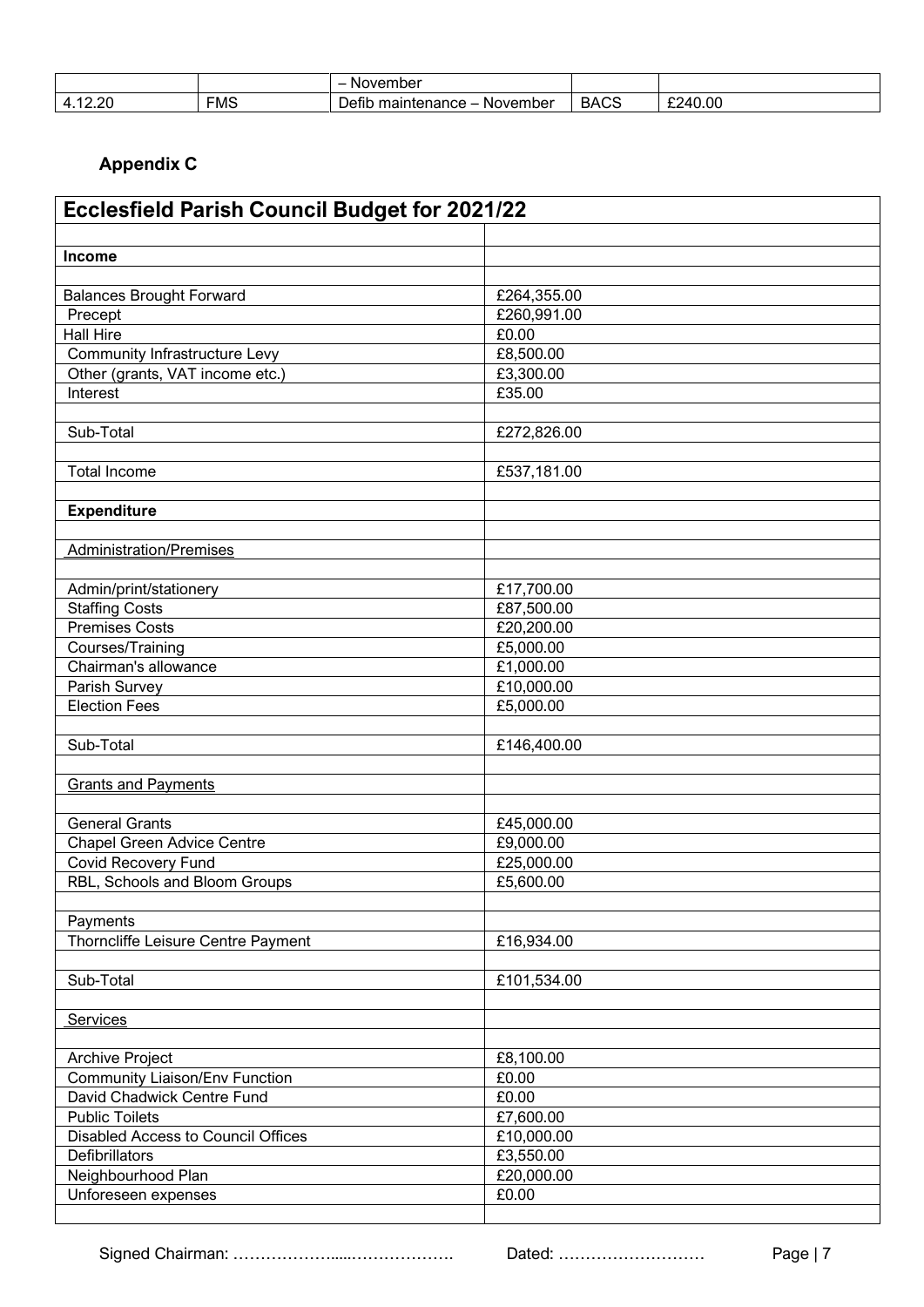|  |  | – November |  |  |
|---|---|---|---|---|
| 4.12.20 | FMS | Defib maintenance – November | BACS | £240.00 |

### Appendix C

| Ecclesfield Parish Council Budget for 2021/22 | |
|---|---|
| | |
| **Income** | |
| | |
| Balances Brought Forward | £264,355.00 |
| Precept | £260,991.00 |
| Hall Hire | £0.00 |
| Community Infrastructure Levy | £8,500.00 |
| Other (grants, VAT income etc.) | £3,300.00 |
| Interest | £35.00 |
| | |
| Sub-Total | £272,826.00 |
| | |
| Total Income | £537,181.00 |
| | |
| **Expenditure** | |
| | |
| Administration/Premises | |
| | |
| Admin/print/stationery | £17,700.00 |
| Staffing Costs | £87,500.00 |
| Premises Costs | £20,200.00 |
| Courses/Training | £5,000.00 |
| Chairman's allowance | £1,000.00 |
| Parish Survey | £10,000.00 |
| Election Fees | £5,000.00 |
| | |
| Sub-Total | £146,400.00 |
| | |
| Grants and Payments | |
| | |
| General Grants | £45,000.00 |
| Chapel Green Advice Centre | £9,000.00 |
| Covid Recovery Fund | £25,000.00 |
| RBL, Schools and Bloom Groups | £5,600.00 |
| | |
| Payments | |
| Thorncliffe Leisure Centre Payment | £16,934.00 |
| | |
| Sub-Total | £101,534.00 |
| | |
| Services | |
| | |
| Archive Project | £8,100.00 |
| Community Liaison/Env Function | £0.00 |
| David Chadwick Centre Fund | £0.00 |
| Public Toilets | £7,600.00 |
| Disabled Access to Council Offices | £10,000.00 |
| Defibrillators | £3,550.00 |
| Neighbourhood Plan | £20,000.00 |
| Unforeseen expenses | £0.00 |
| | |

Signed Chairman: ………………....………………. Dated: ………………………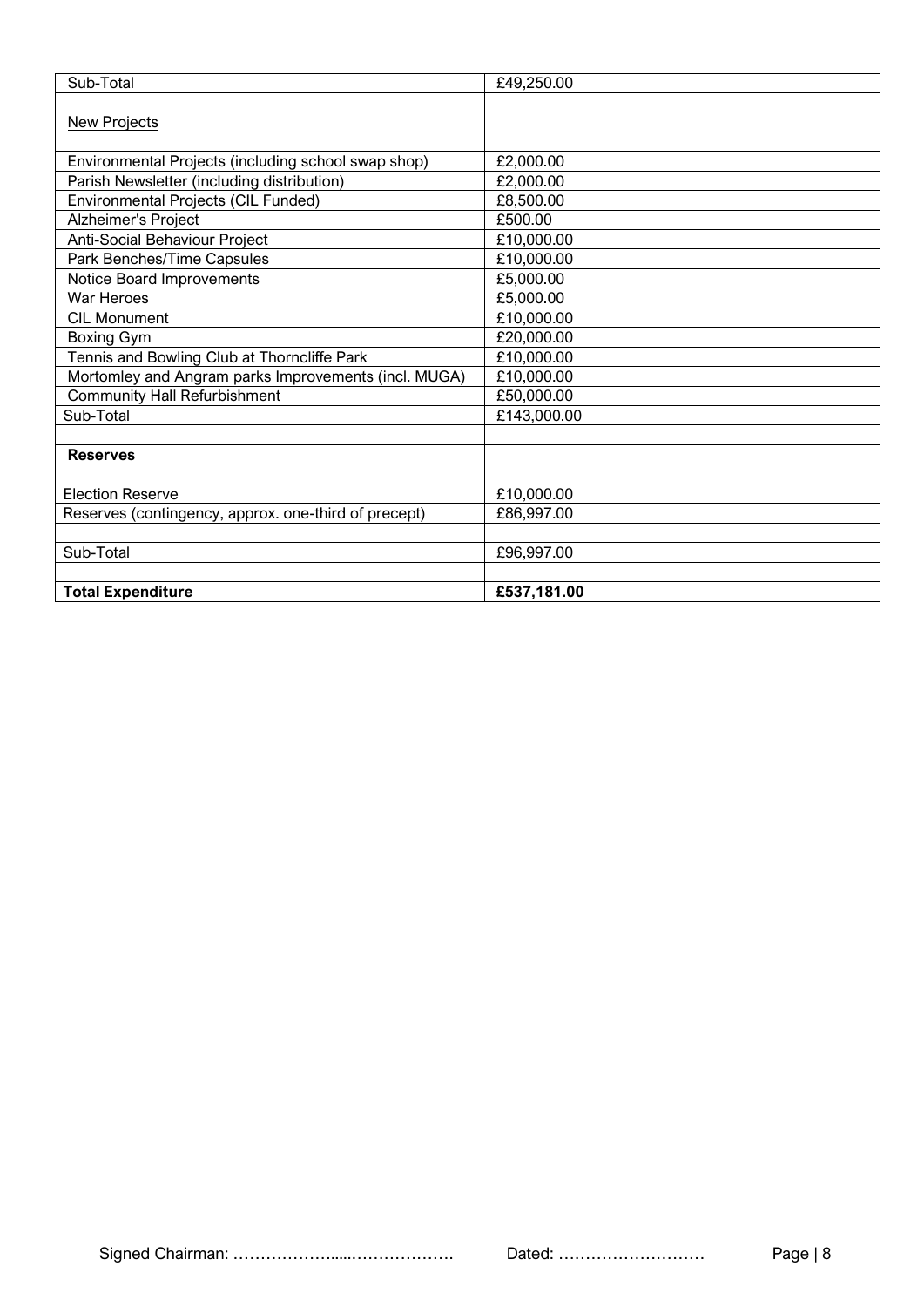| | |
|---|---|
| Sub-Total | £49,250.00 |
| | |
| New Projects | |
| | |
| Environmental Projects (including school swap shop) | £2,000.00 |
| Parish Newsletter (including distribution) | £2,000.00 |
| Environmental Projects (CIL Funded) | £8,500.00 |
| Alzheimer's Project | £500.00 |
| Anti-Social Behaviour Project | £10,000.00 |
| Park Benches/Time Capsules | £10,000.00 |
| Notice Board Improvements | £5,000.00 |
| War Heroes | £5,000.00 |
| CIL Monument | £10,000.00 |
| Boxing Gym | £20,000.00 |
| Tennis and Bowling Club at Thorncliffe Park | £10,000.00 |
| Mortomley and Angram parks Improvements (incl. MUGA) | £10,000.00 |
| Community Hall Refurbishment | £50,000.00 |
| Sub-Total | £143,000.00 |
| | |
| **Reserves** | |
| | |
| Election Reserve | £10,000.00 |
| Reserves (contingency, approx. one-third of precept) | £86,997.00 |
| | |
| Sub-Total | £96,997.00 |
| | |
| **Total Expenditure** | **£537,181.00** |

Signed Chairman: ………………....………………. Dated: ………………………